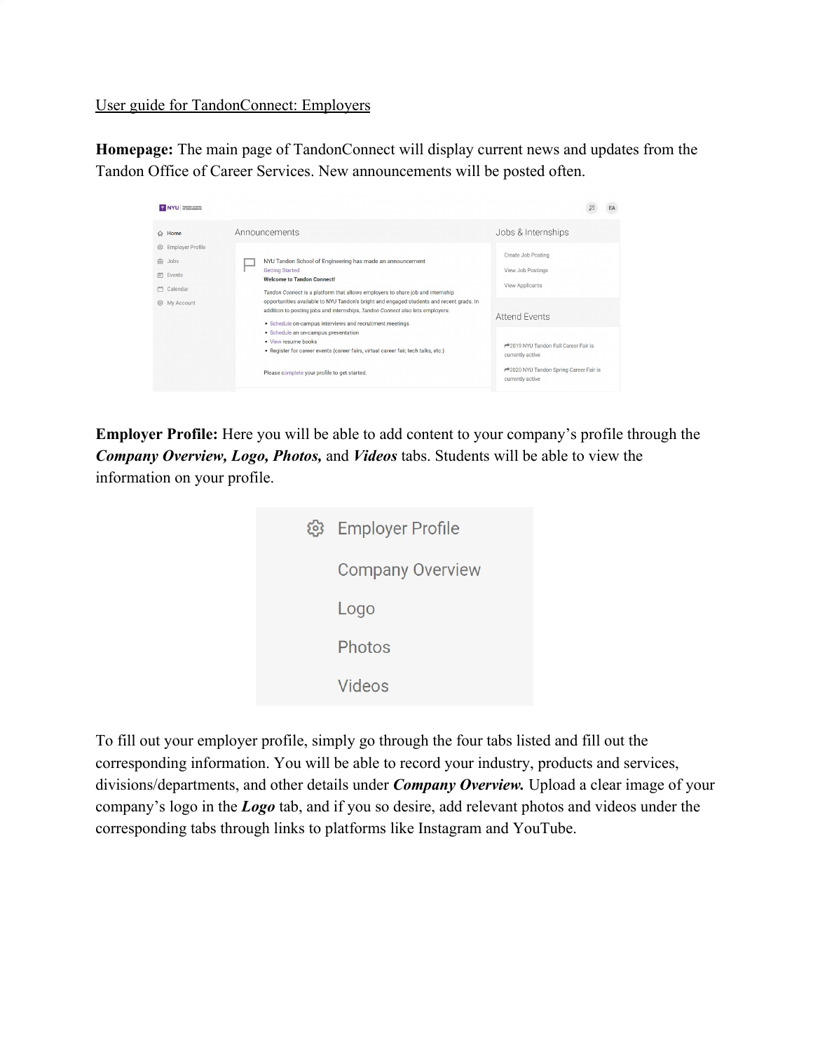User guide for TandonConnect: Employers

**Homepage:** The main page of TandonConnect will display current news and updates from the Tandon Office of Career Services. New announcements will be posted often.

**Employer Profile:** Here you will be able to add content to your company's profile through the ***Company Overview, Logo, Photos,*** and ***Videos*** tabs. Students will be able to view the information on your profile.

To fill out your employer profile, simply go through the four tabs listed and fill out the corresponding information. You will be able to record your industry, products and services, divisions/departments, and other details under ***Company Overview.*** Upload a clear image of your company's logo in the ***Logo*** tab, and if you so desire, add relevant photos and videos under the corresponding tabs through links to platforms like Instagram and YouTube.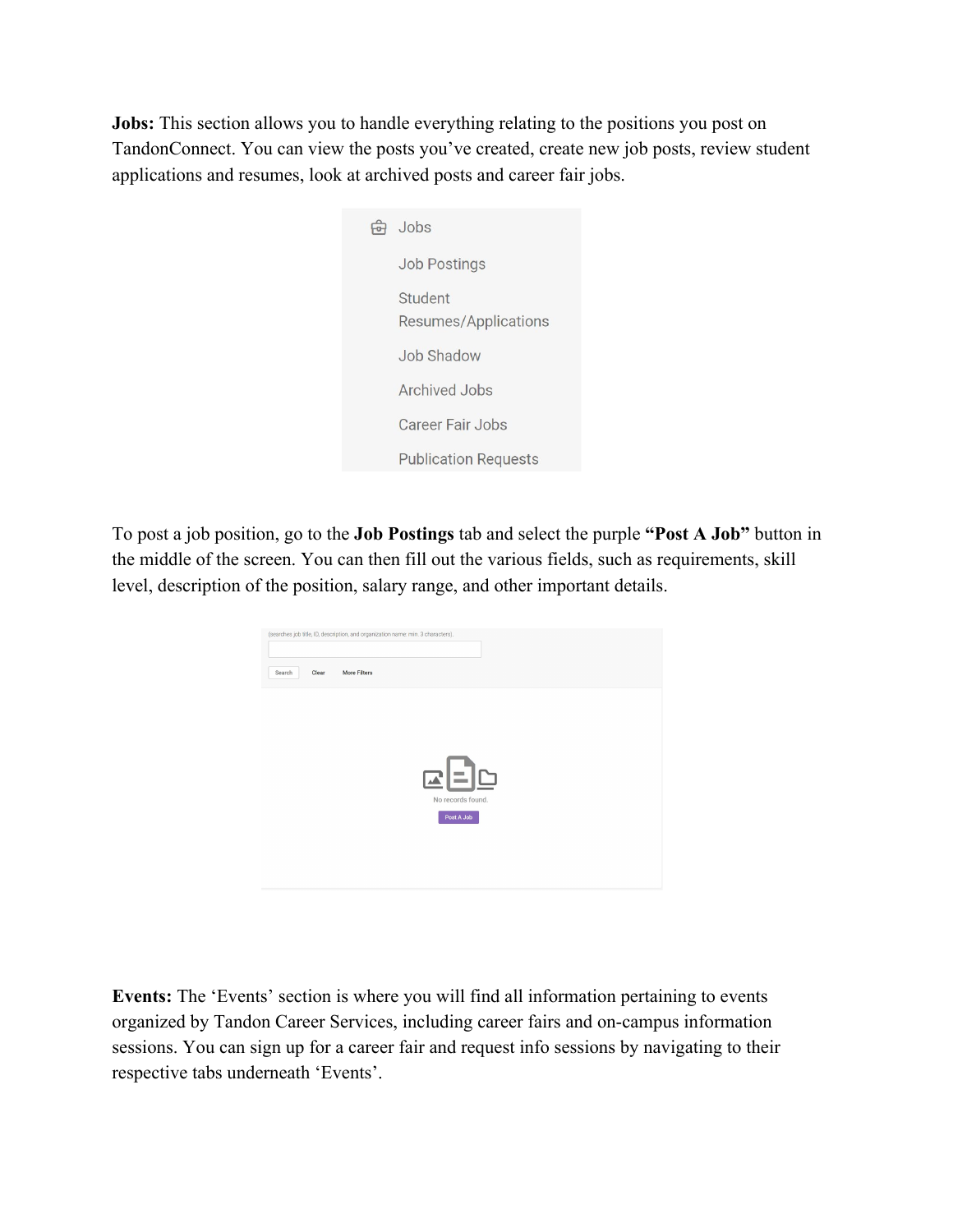**Jobs:** This section allows you to handle everything relating to the positions you post on TandonConnect. You can view the posts you've created, create new job posts, review student applications and resumes, look at archived posts and career fair jobs.

- Jobs
  - Job Postings
  - Student Resumes/Applications
  - Job Shadow
  - Archived Jobs
  - Career Fair Jobs
  - Publication Requests

To post a job position, go to the **Job Postings** tab and select the purple **"Post A Job"** button in the middle of the screen. You can then fill out the various fields, such as requirements, skill level, description of the position, salary range, and other important details.

(searches job title, ID, description, and organization name: min. 3 characters).

Search Clear More Filters

No records found.

Post A Job

**Events:** The 'Events' section is where you will find all information pertaining to events organized by Tandon Career Services, including career fairs and on-campus information sessions. You can sign up for a career fair and request info sessions by navigating to their respective tabs underneath 'Events'.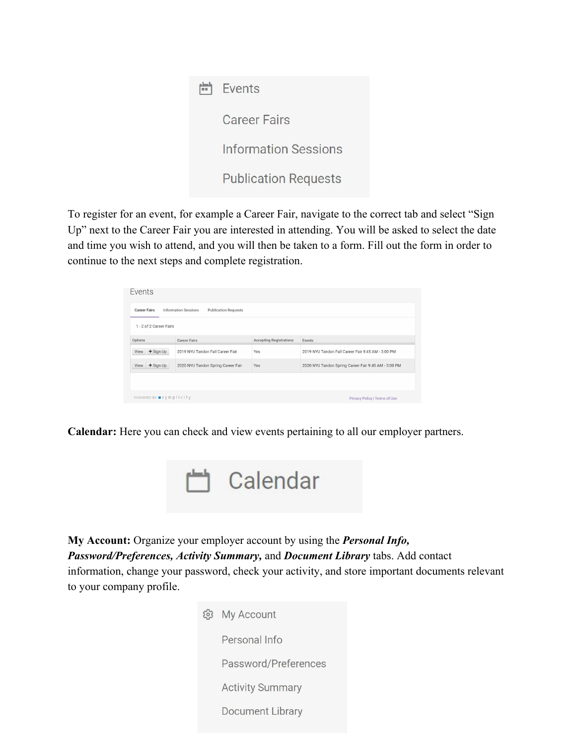Events

Career Fairs

Information Sessions

Publication Requests

To register for an event, for example a Career Fair, navigate to the correct tab and select "Sign Up" next to the Career Fair you are interested in attending. You will be asked to select the date and time you wish to attend, and you will then be taken to a form. Fill out the form in order to continue to the next steps and complete registration.

Events

Career Fairs Information Sessions Publication Requests

1 - 2 of 2 Career Fairs

| Options | Career Fairs | Accepting Registrations | Events |
|---|---|---|---|
| View + Sign Up | 2019 NYU Tandon Fall Career Fair | Yes | 2019 NYU Tandon Fall Career Fair 9:45 AM - 3:00 PM |
| View + Sign Up | 2020 NYU Tandon Spring Career Fair | Yes | 2020 NYU Tandon Spring Career Fair 9:45 AM - 3:00 PM |

POWERED BY symplicity

Privacy Policy | Terms of Use

**Calendar:** Here you can check and view events pertaining to all our employer partners.

Calendar

**My Account:** Organize your employer account by using the ***Personal Info, Password/Preferences, Activity Summary,*** and ***Document Library*** tabs. Add contact information, change your password, check your activity, and store important documents relevant to your company profile.

My Account

Personal Info

Password/Preferences

Activity Summary

Document Library